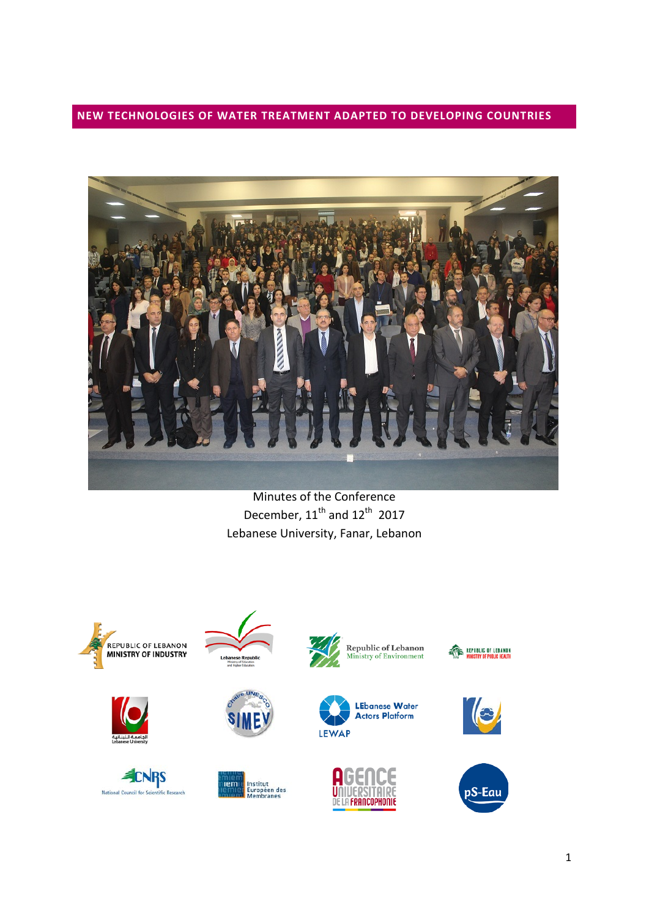# NEW TECHNOLOGIES OF WATER TREATMENT ADAPTED TO DEVELOPING COUNTRIES

Minutes of the Conference

December, 11th and 12th 2017

Lebanese University, Fanar, Lebanon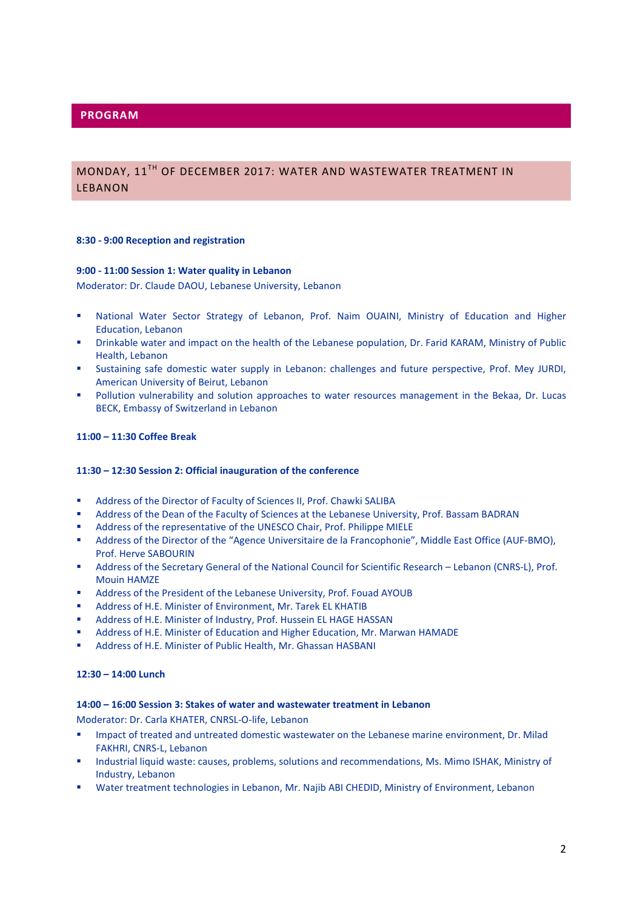## PROGRAM

### MONDAY, 11TH OF DECEMBER 2017: WATER AND WASTEWATER TREATMENT IN LEBANON

**8:30 - 9:00 Reception and registration**

**9:00 - 11:00 Session 1: Water quality in Lebanon**

Moderator: Dr. Claude DAOU, Lebanese University, Lebanon

- National Water Sector Strategy of Lebanon, Prof. Naim OUAINI, Ministry of Education and Higher Education, Lebanon
- Drinkable water and impact on the health of the Lebanese population, Dr. Farid KARAM, Ministry of Public Health, Lebanon
- Sustaining safe domestic water supply in Lebanon: challenges and future perspective, Prof. Mey JURDI, American University of Beirut, Lebanon
- Pollution vulnerability and solution approaches to water resources management in the Bekaa, Dr. Lucas BECK, Embassy of Switzerland in Lebanon

**11:00 – 11:30 Coffee Break**

**11:30 – 12:30 Session 2: Official inauguration of the conference**

- Address of the Director of Faculty of Sciences II, Prof. Chawki SALIBA
- Address of the Dean of the Faculty of Sciences at the Lebanese University, Prof. Bassam BADRAN
- Address of the representative of the UNESCO Chair, Prof. Philippe MIELE
- Address of the Director of the "Agence Universitaire de la Francophonie", Middle East Office (AUF-BMO), Prof. Herve SABOURIN
- Address of the Secretary General of the National Council for Scientific Research – Lebanon (CNRS-L), Prof. Mouin HAMZE
- Address of the President of the Lebanese University, Prof. Fouad AYOUB
- Address of H.E. Minister of Environment, Mr. Tarek EL KHATIB
- Address of H.E. Minister of Industry, Prof. Hussein EL HAGE HASSAN
- Address of H.E. Minister of Education and Higher Education, Mr. Marwan HAMADE
- Address of H.E. Minister of Public Health, Mr. Ghassan HASBANI

**12:30 – 14:00 Lunch**

**14:00 – 16:00 Session 3: Stakes of water and wastewater treatment in Lebanon**

Moderator: Dr. Carla KHATER, CNRSL-O-life, Lebanon

- Impact of treated and untreated domestic wastewater on the Lebanese marine environment, Dr. Milad FAKHRI, CNRS-L, Lebanon
- Industrial liquid waste: causes, problems, solutions and recommendations, Ms. Mimo ISHAK, Ministry of Industry, Lebanon
- Water treatment technologies in Lebanon, Mr. Najib ABI CHEDID, Ministry of Environment, Lebanon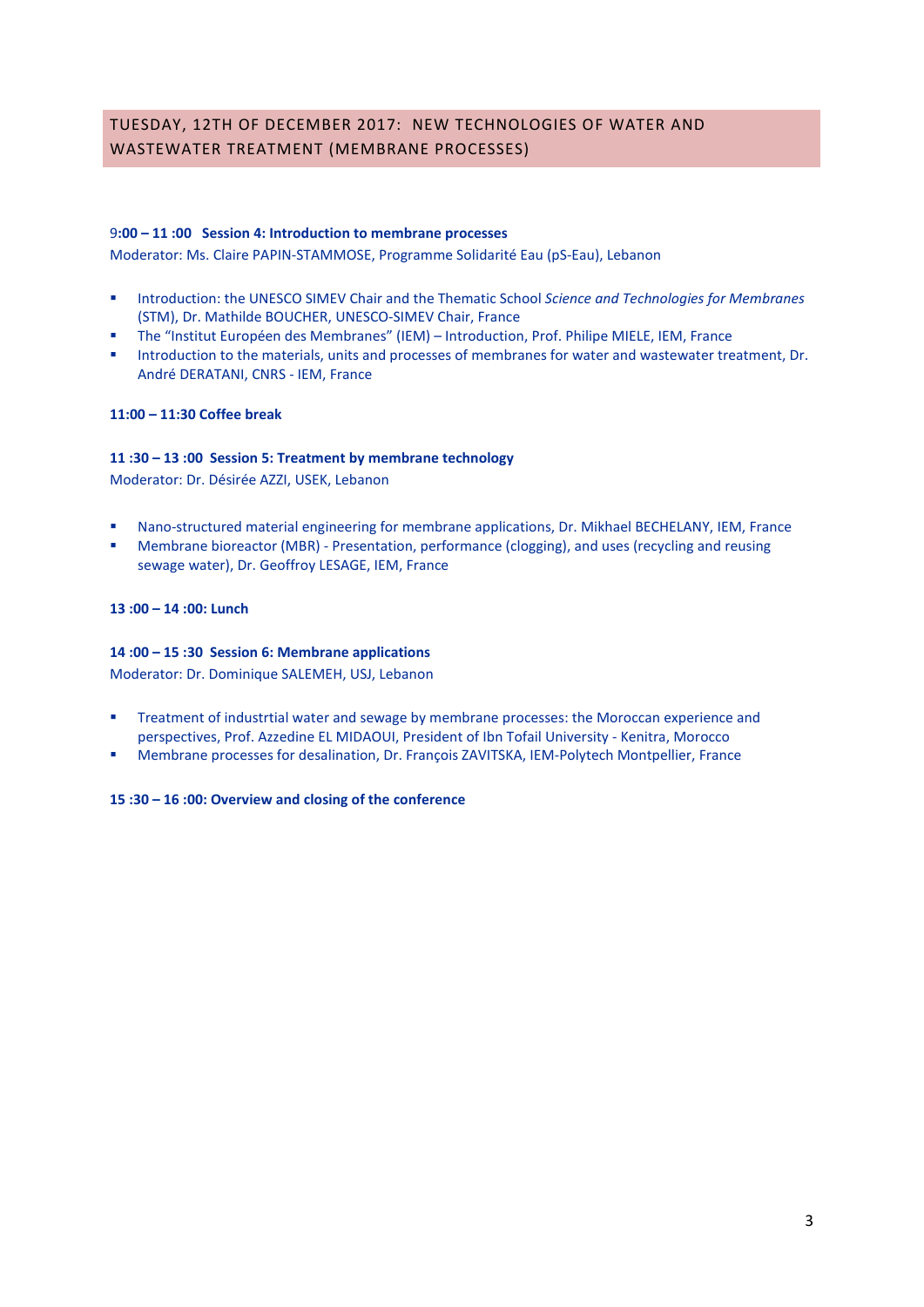## TUESDAY, 12TH OF DECEMBER 2017: NEW TECHNOLOGIES OF WATER AND WASTEWATER TREATMENT (MEMBRANE PROCESSES)

**9:00 – 11 :00 Session 4: Introduction to membrane processes**

Moderator: Ms. Claire PAPIN-STAMMOSE, Programme Solidarité Eau (pS-Eau), Lebanon

- Introduction: the UNESCO SIMEV Chair and the Thematic School *Science and Technologies for Membranes* (STM), Dr. Mathilde BOUCHER, UNESCO-SIMEV Chair, France
- The "Institut Européen des Membranes" (IEM) – Introduction, Prof. Philipe MIELE, IEM, France
- Introduction to the materials, units and processes of membranes for water and wastewater treatment, Dr. André DERATANI, CNRS - IEM, France

**11:00 – 11:30 Coffee break**

**11 :30 – 13 :00 Session 5: Treatment by membrane technology**

Moderator: Dr. Désirée AZZI, USEK, Lebanon

- Nano-structured material engineering for membrane applications, Dr. Mikhael BECHELANY, IEM, France
- Membrane bioreactor (MBR) - Presentation, performance (clogging), and uses (recycling and reusing sewage water), Dr. Geoffroy LESAGE, IEM, France

**13 :00 – 14 :00: Lunch**

**14 :00 – 15 :30 Session 6: Membrane applications**

Moderator: Dr. Dominique SALEMEH, USJ, Lebanon

- Treatment of industrtial water and sewage by membrane processes: the Moroccan experience and perspectives, Prof. Azzedine EL MIDAOUI, President of Ibn Tofail University - Kenitra, Morocco
- Membrane processes for desalination, Dr. François ZAVITSKA, IEM-Polytech Montpellier, France

**15 :30 – 16 :00: Overview and closing of the conference**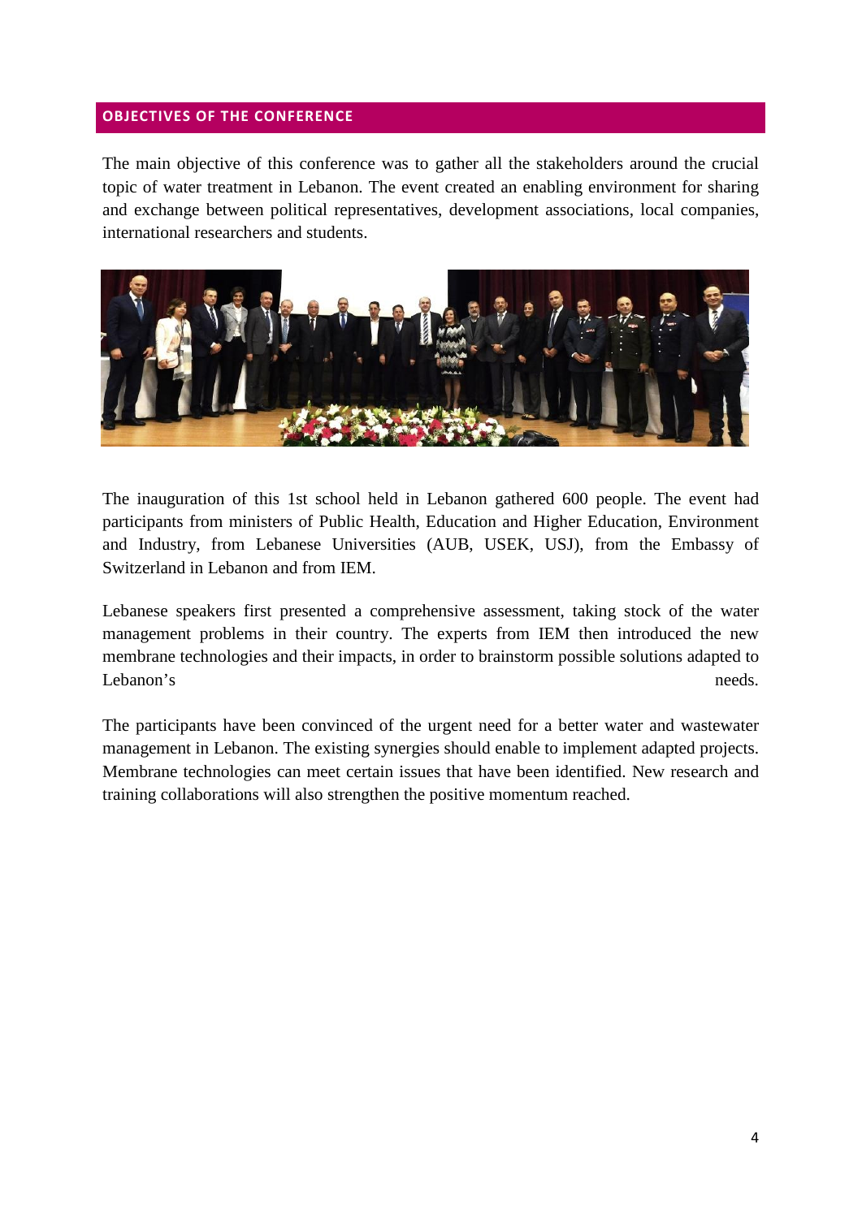## OBJECTIVES OF THE CONFERENCE

The main objective of this conference was to gather all the stakeholders around the crucial topic of water treatment in Lebanon. The event created an enabling environment for sharing and exchange between political representatives, development associations, local companies, international researchers and students.

The inauguration of this 1st school held in Lebanon gathered 600 people. The event had participants from ministers of Public Health, Education and Higher Education, Environment and Industry, from Lebanese Universities (AUB, USEK, USJ), from the Embassy of Switzerland in Lebanon and from IEM.

Lebanese speakers first presented a comprehensive assessment, taking stock of the water management problems in their country. The experts from IEM then introduced the new membrane technologies and their impacts, in order to brainstorm possible solutions adapted to Lebanon's needs.

The participants have been convinced of the urgent need for a better water and wastewater management in Lebanon. The existing synergies should enable to implement adapted projects. Membrane technologies can meet certain issues that have been identified. New research and training collaborations will also strengthen the positive momentum reached.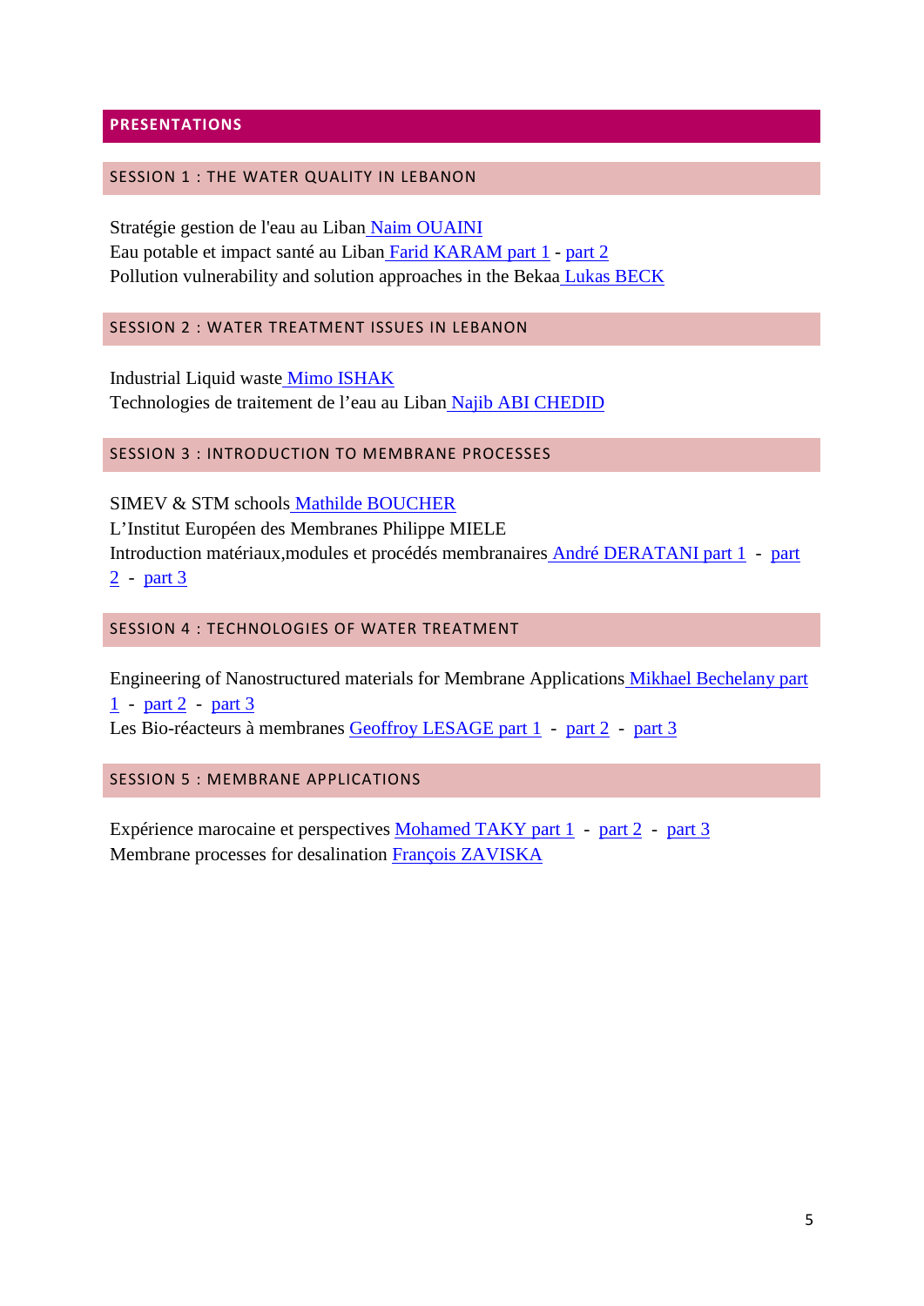# PRESENTATIONS

## SESSION 1 : THE WATER QUALITY IN LEBANON

Stratégie gestion de l'eau au Liban Naim OUAINI
Eau potable et impact santé au Liban Farid KARAM part 1 - part 2
Pollution vulnerability and solution approaches in the Bekaa Lukas BECK

## SESSION 2 : WATER TREATMENT ISSUES IN LEBANON

Industrial Liquid waste Mimo ISHAK
Technologies de traitement de l'eau au Liban Najib ABI CHEDID

## SESSION 3 : INTRODUCTION TO MEMBRANE PROCESSES

SIMEV & STM schools Mathilde BOUCHER
L'Institut Européen des Membranes Philippe MIELE
Introduction matériaux,modules et procédés membranaires André DERATANI part 1 - part 2 - part 3

## SESSION 4 : TECHNOLOGIES OF WATER TREATMENT

Engineering of Nanostructured materials for Membrane Applications Mikhael Bechelany part 1 - part 2 - part 3
Les Bio-réacteurs à membranes Geoffroy LESAGE part 1 - part 2 - part 3

## SESSION 5 : MEMBRANE APPLICATIONS

Expérience marocaine et perspectives Mohamed TAKY part 1 - part 2 - part 3
Membrane processes for desalination François ZAVISKA